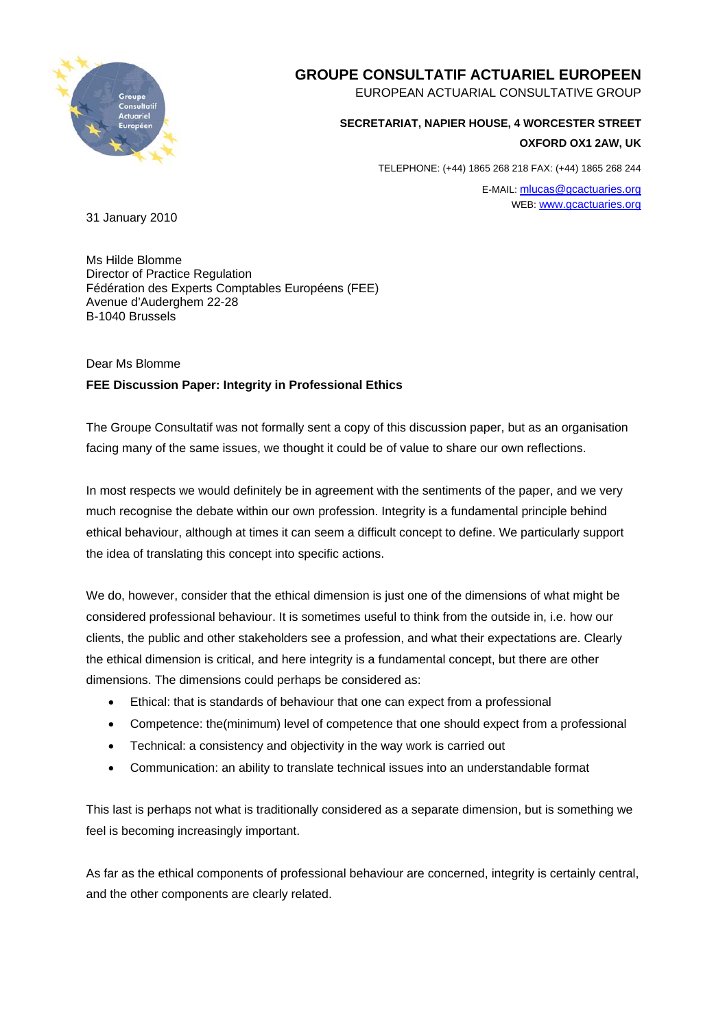# GROUPE CONSULTATIF ACTUARIEL EUROPEEN

EUROPEAN ACTUARIAL CONSULTATIVE GROUP

**SECRETARIAT, NAPIER HOUSE, 4 WORCESTER STREET**

**OXFORD OX1 2AW, UK**

TELEPHONE: (+44) 1865 268 218 FAX: (+44) 1865 268 244

E-MAIL: mlucas@gcactuaries.org
WEB: www.gcactuaries.org

31 January 2010

Ms Hilde Blomme
Director of Practice Regulation
Fédération des Experts Comptables Européens (FEE)
Avenue d'Auderghem 22-28
B-1040 Brussels

Dear Ms Blomme

**FEE Discussion Paper: Integrity in Professional Ethics**

The Groupe Consultatif was not formally sent a copy of this discussion paper, but as an organisation facing many of the same issues, we thought it could be of value to share our own reflections.

In most respects we would definitely be in agreement with the sentiments of the paper, and we very much recognise the debate within our own profession. Integrity is a fundamental principle behind ethical behaviour, although at times it can seem a difficult concept to define. We particularly support the idea of translating this concept into specific actions.

We do, however, consider that the ethical dimension is just one of the dimensions of what might be considered professional behaviour. It is sometimes useful to think from the outside in, i.e. how our clients, the public and other stakeholders see a profession, and what their expectations are. Clearly the ethical dimension is critical, and here integrity is a fundamental concept, but there are other dimensions. The dimensions could perhaps be considered as:

- Ethical: that is standards of behaviour that one can expect from a professional
- Competence: the(minimum) level of competence that one should expect from a professional
- Technical: a consistency and objectivity in the way work is carried out
- Communication: an ability to translate technical issues into an understandable format

This last is perhaps not what is traditionally considered as a separate dimension, but is something we feel is becoming increasingly important.

As far as the ethical components of professional behaviour are concerned, integrity is certainly central, and the other components are clearly related.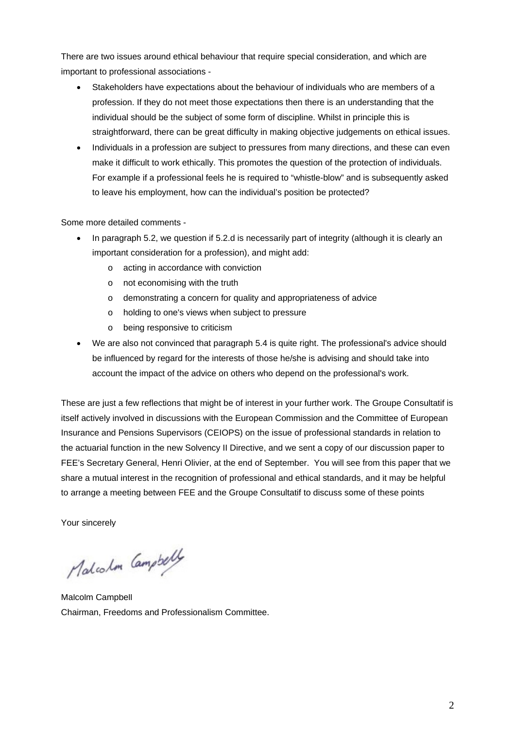There are two issues around ethical behaviour that require special consideration, and which are important to professional associations -

- Stakeholders have expectations about the behaviour of individuals who are members of a profession. If they do not meet those expectations then there is an understanding that the individual should be the subject of some form of discipline. Whilst in principle this is straightforward, there can be great difficulty in making objective judgements on ethical issues.
- Individuals in a profession are subject to pressures from many directions, and these can even make it difficult to work ethically. This promotes the question of the protection of individuals. For example if a professional feels he is required to "whistle-blow" and is subsequently asked to leave his employment, how can the individual's position be protected?

Some more detailed comments -

- In paragraph 5.2, we question if 5.2.d is necessarily part of integrity (although it is clearly an important consideration for a profession), and might add:
    - acting in accordance with conviction
    - not economising with the truth
    - demonstrating a concern for quality and appropriateness of advice
    - holding to one's views when subject to pressure
    - being responsive to criticism
- We are also not convinced that paragraph 5.4 is quite right. The professional's advice should be influenced by regard for the interests of those he/she is advising and should take into account the impact of the advice on others who depend on the professional's work.

These are just a few reflections that might be of interest in your further work. The Groupe Consultatif is itself actively involved in discussions with the European Commission and the Committee of European Insurance and Pensions Supervisors (CEIOPS) on the issue of professional standards in relation to the actuarial function in the new Solvency II Directive, and we sent a copy of our discussion paper to FEE's Secretary General, Henri Olivier, at the end of September. You will see from this paper that we share a mutual interest in the recognition of professional and ethical standards, and it may be helpful to arrange a meeting between FEE and the Groupe Consultatif to discuss some of these points

Your sincerely

Malcolm Campbell

Malcolm Campbell
Chairman, Freedoms and Professionalism Committee.